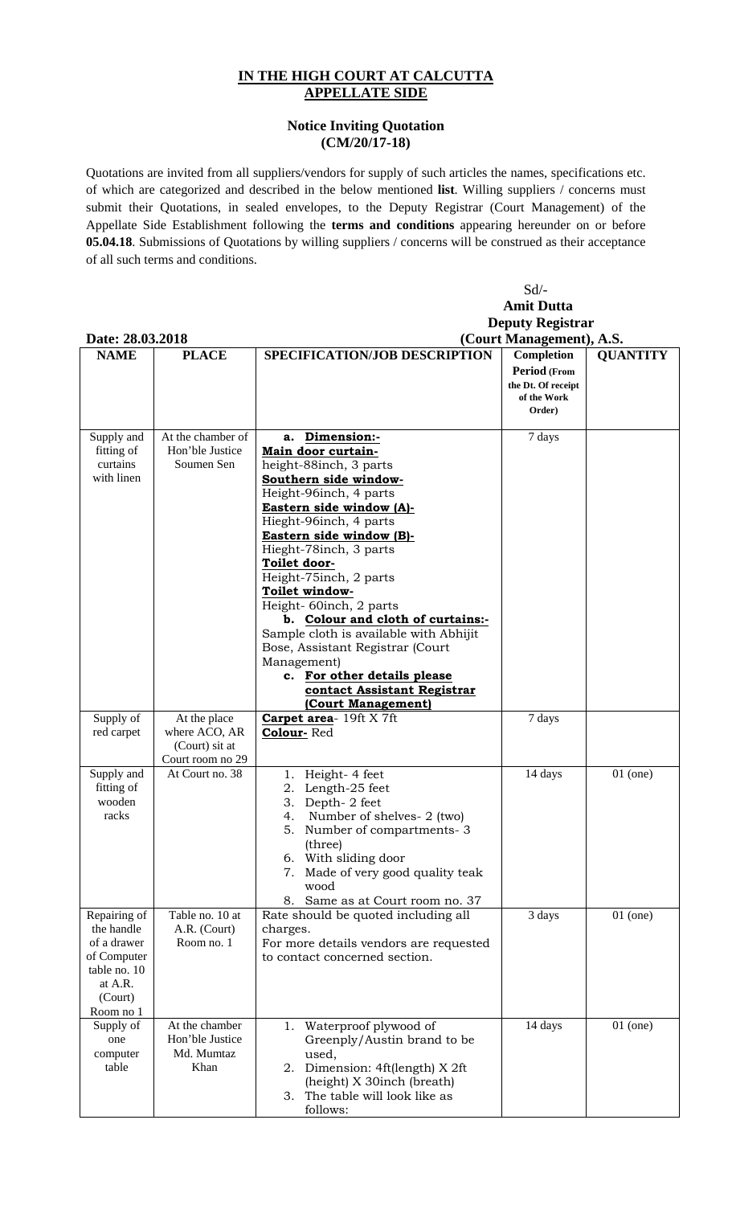**IN THE HIGH COURT AT CALCUTTA**
**APPELLATE SIDE**

**Notice Inviting Quotation**
**(CM/20/17-18)**

Quotations are invited from all suppliers/vendors for supply of such articles the names, specifications etc. of which are categorized and described in the below mentioned **list**. Willing suppliers / concerns must submit their Quotations, in sealed envelopes, to the Deputy Registrar (Court Management) of the Appellate Side Establishment following the **terms and conditions** appearing hereunder on or before **05.04.18**. Submissions of Quotations by willing suppliers / concerns will be construed as their acceptance of all such terms and conditions.

Sd/-
**Amit Dutta**
**Deputy Registrar**
**(Court Management), A.S.**

**Date: 28.03.2018**

| NAME | PLACE | SPECIFICATION/JOB DESCRIPTION | Completion Period (From the Dt. Of receipt of the Work Order) | QUANTITY |
|---|---|---|---|---|
| Supply and fitting of curtains with linen | At the chamber of Hon'ble Justice Soumen Sen | **a. Dimension:-** **Main door curtain-** height-88inch, 3 parts **Southern side window-** Height-96inch, 4 parts **Eastern side window (A)-** Hieght-96inch, 4 parts **Eastern side window (B)-** Hieght-78inch, 3 parts **Toilet door-** Height-75inch, 2 parts **Toilet window-** Height- 60inch, 2 parts **b. Colour and cloth of curtains:-** Sample cloth is available with Abhijit Bose, Assistant Registrar (Court Management) **c. For other details please contact Assistant Registrar (Court Management)** | 7 days | |
| Supply of red carpet | At the place where ACO, AR (Court) sit at Court room no 29 | **Carpet area**- 19ft X 7ft **Colour-** Red | 7 days | |
| Supply and fitting of wooden racks | At Court no. 38 | 1. Height- 4 feet 2. Length-25 feet 3. Depth- 2 feet 4. Number of shelves- 2 (two) 5. Number of compartments- 3 (three) 6. With sliding door 7. Made of very good quality teak wood 8. Same as at Court room no. 37 | 14 days | 01 (one) |
| Repairing of the handle of a drawer of Computer table no. 10 at A.R. (Court) Room no 1 | Table no. 10 at A.R. (Court) Room no. 1 | Rate should be quoted including all charges. For more details vendors are requested to contact concerned section. | 3 days | 01 (one) |
| Supply of one computer table | At the chamber Hon'ble Justice Md. Mumtaz Khan | 1. Waterproof plywood of Greenply/Austin brand to be used, 2. Dimension: 4ft(length) X 2ft (height) X 30inch (breath) 3. The table will look like as follows: | 14 days | 01 (one) |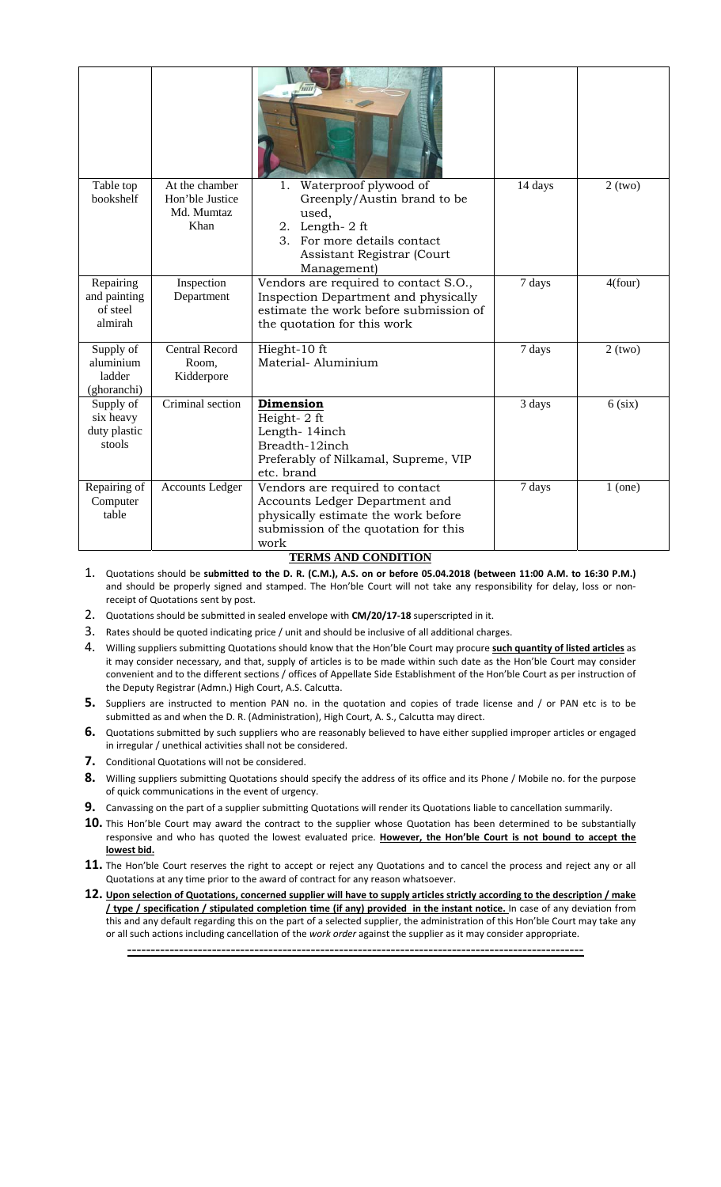| | | | | |
|---|---|---|---|---|
| | | | | |
| Table top bookshelf | At the chamber Hon'ble Justice Md. Mumtaz Khan | 1. Waterproof plywood of Greenply/Austin brand to be used,<br>2. Length- 2 ft<br>3. For more details contact Assistant Registrar (Court Management) | 14 days | 2 (two) |
| Repairing and painting of steel almirah | Inspection Department | Vendors are required to contact S.O., Inspection Department and physically estimate the work before submission of the quotation for this work | 7 days | 4(four) |
| Supply of aluminium ladder (ghoranchi) | Central Record Room, Kidderpore | Hieght-10 ft<br>Material- Aluminium | 7 days | 2 (two) |
| Supply of six heavy duty plastic stools | Criminal section | **Dimension**<br>Height- 2 ft<br>Length- 14inch<br>Breadth-12inch<br>Preferably of Nilkamal, Supreme, VIP etc. brand | 3 days | 6 (six) |
| Repairing of Computer table | Accounts Ledger | Vendors are required to contact Accounts Ledger Department and physically estimate the work before submission of the quotation for this work | 7 days | 1 (one) |

## TERMS AND CONDITION

1. Quotations should be **submitted to the D. R. (C.M.), A.S. on or before 05.04.2018 (between 11:00 A.M. to 16:30 P.M.)** and should be properly signed and stamped. The Hon'ble Court will not take any responsibility for delay, loss or non-receipt of Quotations sent by post.
2. Quotations should be submitted in sealed envelope with **CM/20/17-18** superscripted in it.
3. Rates should be quoted indicating price / unit and should be inclusive of all additional charges.
4. Willing suppliers submitting Quotations should know that the Hon'ble Court may procure **such quantity of listed articles** as it may consider necessary, and that, supply of articles is to be made within such date as the Hon'ble Court may consider convenient and to the different sections / offices of Appellate Side Establishment of the Hon'ble Court as per instruction of the Deputy Registrar (Admn.) High Court, A.S. Calcutta.
5. Suppliers are instructed to mention PAN no. in the quotation and copies of trade license and / or PAN etc is to be submitted as and when the D. R. (Administration), High Court, A. S., Calcutta may direct.
6. Quotations submitted by such suppliers who are reasonably believed to have either supplied improper articles or engaged in irregular / unethical activities shall not be considered.
7. Conditional Quotations will not be considered.
8. Willing suppliers submitting Quotations should specify the address of its office and its Phone / Mobile no. for the purpose of quick communications in the event of urgency.
9. Canvassing on the part of a supplier submitting Quotations will render its Quotations liable to cancellation summarily.
10. This Hon'ble Court may award the contract to the supplier whose Quotation has been determined to be substantially responsive and who has quoted the lowest evaluated price. **However, the Hon'ble Court is not bound to accept the lowest bid.**
11. The Hon'ble Court reserves the right to accept or reject any Quotations and to cancel the process and reject any or all Quotations at any time prior to the award of contract for any reason whatsoever.
12. **Upon selection of Quotations, concerned supplier will have to supply articles strictly according to the description / make / type / specification / stipulated completion time (if any) provided in the instant notice.** In case of any deviation from this and any default regarding this on the part of a selected supplier, the administration of this Hon'ble Court may take any or all such actions including cancellation of the *work order* against the supplier as it may consider appropriate.

---